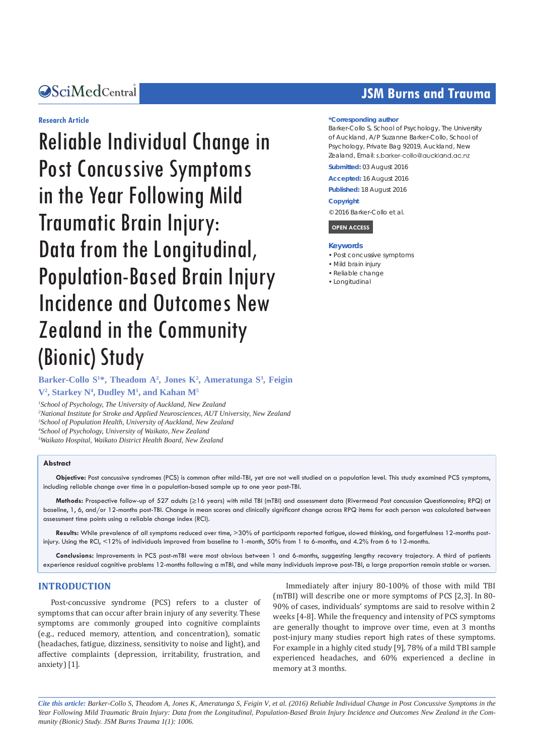Research Article

# Reliable Individual Change in Post Concussive Symptoms in the Year Following Mild Traumatic Brain Injury: Data from the Longitudinal, Population-Based Brain Injury Incidence and Outcomes New Zealand in the Community (Bionic) Study

**Barker-Collo S[1]*, Theadom A[2], Jones K[2], Ameratunga S[3], Feigin V[2], Starkey N[4], Dudley M[1], and Kahan M[5]**

[1]School of Psychology, The University of Auckland, New Zealand
[2]National Institute for Stroke and Applied Neurosciences, AUT University, New Zealand
[3]School of Population Health, University of Auckland, New Zealand
[4]School of Psychology, University of Waikato, New Zealand
[5]Waikato Hospital, Waikato District Health Board, New Zealand

**\*Corresponding author**
Barker-Collo S, School of Psychology, The University of Auckland, A/P Suzanne Barker-Collo, School of Psychology, Private Bag 92019, Auckland, New Zealand, Email: s.barker-collo@auckland.ac.nz

**Submitted:** 03 August 2016
**Accepted:** 16 August 2016
**Published:** 18 August 2016

**Copyright**
© 2016 Barker-Collo et al.

OPEN ACCESS

**Keywords**
- Post concussive symptoms
- Mild brain injury
- Reliable change
- Longitudinal

## Abstract

**Objective:** Post concussive syndromes (PCS) is common after mild-TBI, yet are not well studied on a population level. This study examined PCS symptoms, including reliable change over time in a population-based sample up to one year post-TBI.

**Methods:** Prospective follow-up of 527 adults (≥16 years) with mild TBI (mTBI) and assessment data (Rivermead Post concussion Questionnaire; RPQ) at baseline, 1, 6, and/or 12-months post-TBI. Change in mean scores and clinically significant change across RPQ items for each person was calculated between assessment time points using a reliable change index (RCI).

**Results:** While prevalence of all symptoms reduced over time, >30% of participants reported fatigue, slowed thinking, and forgetfulness 12-months post-injury. Using the RCI, <12% of individuals improved from baseline to 1-month, 50% from 1 to 6-months, and 4.2% from 6 to 12-months.

**Conclusions:** Improvements in PCS post-mTBI were most obvious between 1 and 6-months, suggesting lengthy recovery trajectory. A third of patients experience residual cognitive problems 12-months following a mTBI, and while many individuals improve post-TBI, a large proportion remain stable or worsen.

## INTRODUCTION

Post-concussive syndrome (PCS) refers to a cluster of symptoms that can occur after brain injury of any severity. These symptoms are commonly grouped into cognitive complaints (e.g., reduced memory, attention, and concentration), somatic (headaches, fatigue, dizziness, sensitivity to noise and light), and affective complaints (depression, irritability, frustration, and anxiety) [1].

Immediately after injury 80-100% of those with mild TBI (mTBI) will describe one or more symptoms of PCS [2,3]. In 80-90% of cases, individuals' symptoms are said to resolve within 2 weeks [4-8]. While the frequency and intensity of PCS symptoms are generally thought to improve over time, even at 3 months post-injury many studies report high rates of these symptoms. For example in a highly cited study [9], 78% of a mild TBI sample experienced headaches, and 60% experienced a decline in memory at 3 months.

*Cite this article:* Barker-Collo S, Theadom A, Jones K, Ameratunga S, Feigin V, et al. (2016) Reliable Individual Change in Post Concussive Symptoms in the Year Following Mild Traumatic Brain Injury: Data from the Longitudinal, Population-Based Brain Injury Incidence and Outcomes New Zealand in the Community (Bionic) Study. JSM Burns Trauma 1(1): 1006.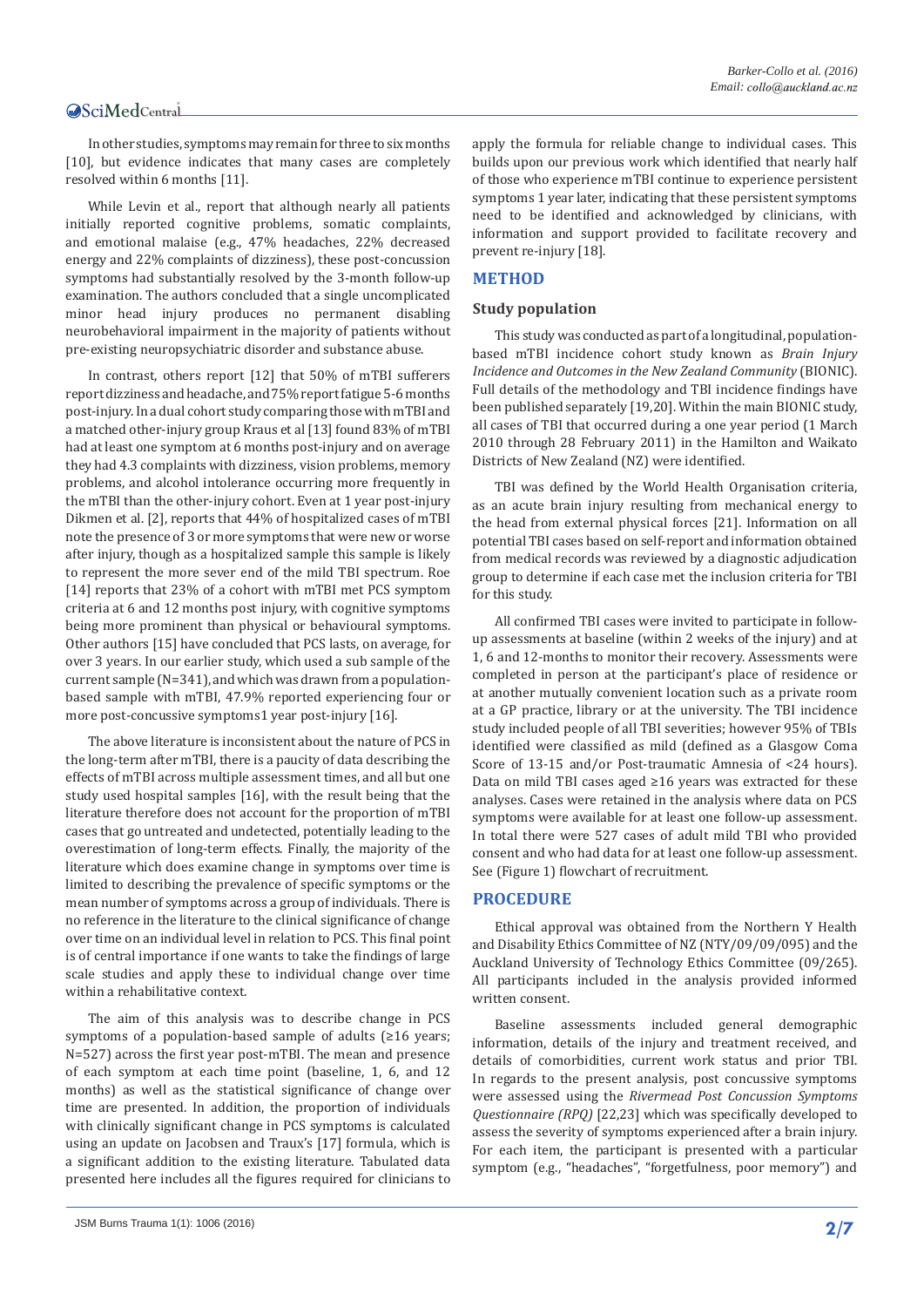In other studies, symptoms may remain for three to six months [10], but evidence indicates that many cases are completely resolved within 6 months [11].

While Levin et al., report that although nearly all patients initially reported cognitive problems, somatic complaints, and emotional malaise (e.g., 47% headaches, 22% decreased energy and 22% complaints of dizziness), these post-concussion symptoms had substantially resolved by the 3-month follow-up examination. The authors concluded that a single uncomplicated minor head injury produces no permanent disabling neurobehavioral impairment in the majority of patients without pre-existing neuropsychiatric disorder and substance abuse.

In contrast, others report [12] that 50% of mTBI sufferers report dizziness and headache, and 75% report fatigue 5-6 months post-injury. In a dual cohort study comparing those with mTBI and a matched other-injury group Kraus et al [13] found 83% of mTBI had at least one symptom at 6 months post-injury and on average they had 4.3 complaints with dizziness, vision problems, memory problems, and alcohol intolerance occurring more frequently in the mTBI than the other-injury cohort. Even at 1 year post-injury Dikmen et al. [2], reports that 44% of hospitalized cases of mTBI note the presence of 3 or more symptoms that were new or worse after injury, though as a hospitalized sample this sample is likely to represent the more sever end of the mild TBI spectrum. Roe [14] reports that 23% of a cohort with mTBI met PCS symptom criteria at 6 and 12 months post injury, with cognitive symptoms being more prominent than physical or behavioural symptoms. Other authors [15] have concluded that PCS lasts, on average, for over 3 years. In our earlier study, which used a sub sample of the current sample (N=341), and which was drawn from a population-based sample with mTBI, 47.9% reported experiencing four or more post-concussive symptoms1 year post-injury [16].

The above literature is inconsistent about the nature of PCS in the long-term after mTBI, there is a paucity of data describing the effects of mTBI across multiple assessment times, and all but one study used hospital samples [16], with the result being that the literature therefore does not account for the proportion of mTBI cases that go untreated and undetected, potentially leading to the overestimation of long-term effects. Finally, the majority of the literature which does examine change in symptoms over time is limited to describing the prevalence of specific symptoms or the mean number of symptoms across a group of individuals. There is no reference in the literature to the clinical significance of change over time on an individual level in relation to PCS. This final point is of central importance if one wants to take the findings of large scale studies and apply these to individual change over time within a rehabilitative context.

The aim of this analysis was to describe change in PCS symptoms of a population-based sample of adults (≥16 years; N=527) across the first year post-mTBI. The mean and presence of each symptom at each time point (baseline, 1, 6, and 12 months) as well as the statistical significance of change over time are presented. In addition, the proportion of individuals with clinically significant change in PCS symptoms is calculated using an update on Jacobsen and Traux's [17] formula, which is a significant addition to the existing literature. Tabulated data presented here includes all the figures required for clinicians to apply the formula for reliable change to individual cases. This builds upon our previous work which identified that nearly half of those who experience mTBI continue to experience persistent symptoms 1 year later, indicating that these persistent symptoms need to be identified and acknowledged by clinicians, with information and support provided to facilitate recovery and prevent re-injury [18].

## METHOD

### Study population

This study was conducted as part of a longitudinal, population-based mTBI incidence cohort study known as *Brain Injury Incidence and Outcomes in the New Zealand Community* (BIONIC). Full details of the methodology and TBI incidence findings have been published separately [19,20]. Within the main BIONIC study, all cases of TBI that occurred during a one year period (1 March 2010 through 28 February 2011) in the Hamilton and Waikato Districts of New Zealand (NZ) were identified.

TBI was defined by the World Health Organisation criteria, as an acute brain injury resulting from mechanical energy to the head from external physical forces [21]. Information on all potential TBI cases based on self-report and information obtained from medical records was reviewed by a diagnostic adjudication group to determine if each case met the inclusion criteria for TBI for this study.

All confirmed TBI cases were invited to participate in follow-up assessments at baseline (within 2 weeks of the injury) and at 1, 6 and 12-months to monitor their recovery. Assessments were completed in person at the participant's place of residence or at another mutually convenient location such as a private room at a GP practice, library or at the university. The TBI incidence study included people of all TBI severities; however 95% of TBIs identified were classified as mild (defined as a Glasgow Coma Score of 13-15 and/or Post-traumatic Amnesia of <24 hours). Data on mild TBI cases aged ≥16 years was extracted for these analyses. Cases were retained in the analysis where data on PCS symptoms were available for at least one follow-up assessment. In total there were 527 cases of adult mild TBI who provided consent and who had data for at least one follow-up assessment. See (Figure 1) flowchart of recruitment.

## PROCEDURE

Ethical approval was obtained from the Northern Y Health and Disability Ethics Committee of NZ (NTY/09/09/095) and the Auckland University of Technology Ethics Committee (09/265). All participants included in the analysis provided informed written consent.

Baseline assessments included general demographic information, details of the injury and treatment received, and details of comorbidities, current work status and prior TBI. In regards to the present analysis, post concussive symptoms were assessed using the *Rivermead Post Concussion Symptoms Questionnaire (RPQ)* [22,23] which was specifically developed to assess the severity of symptoms experienced after a brain injury. For each item, the participant is presented with a particular symptom (e.g., "headaches", "forgetfulness, poor memory") and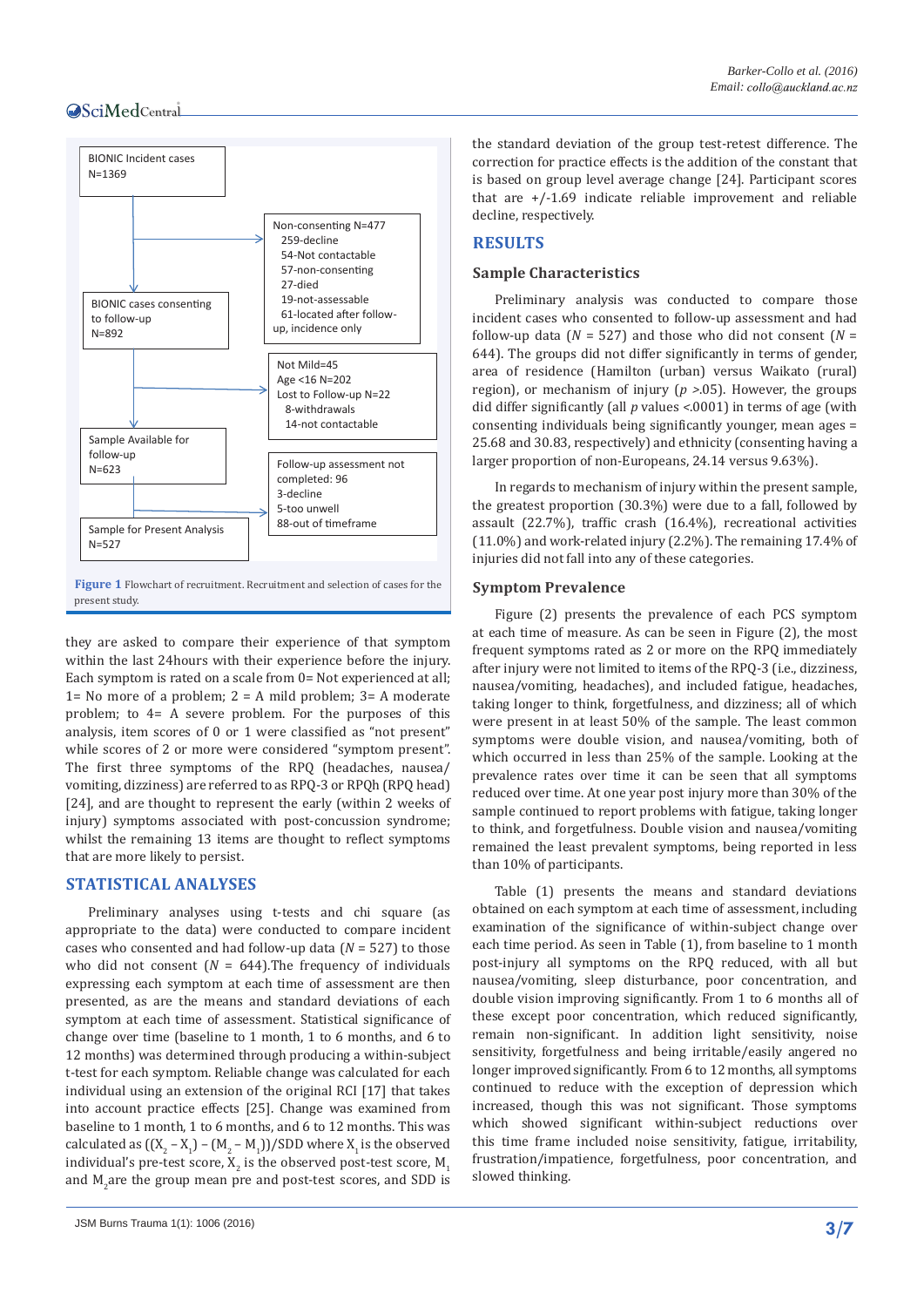BIONIC Incident cases
N=1369

Non-consenting N=477
- 259-decline
- 54-Not contactable
- 57-non-consenting
- 27-died
- 19-not-assessable
- 61-located after follow-up, incidence only

BIONIC cases consenting to follow-up
N=892

Not Mild=45
Age <16 N=202
Lost to Follow-up N=22
- 8-withdrawals
- 14-not contactable

Sample Available for follow-up
N=623

Follow-up assessment not completed: 96
- 3-decline
- 5-too unwell
- 88-out of timeframe

Sample for Present Analysis
N=527

**Figure 1** Flowchart of recruitment. Recruitment and selection of cases for the present study.

they are asked to compare their experience of that symptom within the last 24hours with their experience before the injury. Each symptom is rated on a scale from 0= Not experienced at all; 1= No more of a problem; 2 = A mild problem; 3= A moderate problem; to 4= A severe problem. For the purposes of this analysis, item scores of 0 or 1 were classified as "not present" while scores of 2 or more were considered "symptom present". The first three symptoms of the RPQ (headaches, nausea/vomiting, dizziness) are referred to as RPQ-3 or RPQh (RPQ head) [24], and are thought to represent the early (within 2 weeks of injury) symptoms associated with post-concussion syndrome; whilst the remaining 13 items are thought to reflect symptoms that are more likely to persist.

## STATISTICAL ANALYSES

Preliminary analyses using t-tests and chi square (as appropriate to the data) were conducted to compare incident cases who consented and had follow-up data (*N* = 527) to those who did not consent (*N* = 644).The frequency of individuals expressing each symptom at each time of assessment are then presented, as are the means and standard deviations of each symptom at each time of assessment. Statistical significance of change over time (baseline to 1 month, 1 to 6 months, and 6 to 12 months) was determined through producing a within-subject t-test for each symptom. Reliable change was calculated for each individual using an extension of the original RCI [17] that takes into account practice effects [25]. Change was examined from baseline to 1 month, 1 to 6 months and 6 to 12 months. This was calculated as $((X_2 - X_1) - (M_2 - M_1))/SDD$ where $X_1$ is the observed individual's pre-test score, $X_2$ is the observed post-test score, $M_1$ and $M_2$ are the group mean pre and post-test scores, and SDD is the standard deviation of the group test-retest difference. The correction for practice effects is the addition of the constant that is based on group level average change [24]. Participant scores that are +/-1.69 indicate reliable improvement and reliable decline, respectively.

## RESULTS

### Sample Characteristics

Preliminary analysis was conducted to compare those incident cases who consented to follow-up assessment and had follow-up data (*N* = 527) and those who did not consent (*N* = 644). The groups did not differ significantly in terms of gender, area of residence (Hamilton (urban) versus Waikato (rural) region), or mechanism of injury ($p$ >.05). However, the groups did differ significantly (all $p$ values <.0001) in terms of age (with consenting individuals being significantly younger, mean ages = 25.68 and 30.83, respectively) and ethnicity (consenting having a larger proportion of non-Europeans, 24.14 versus 9.63%).

In regards to mechanism of injury within the present sample, the greatest proportion (30.3%) were due to a fall, followed by assault (22.7%), traffic crash (16.4%), recreational activities (11.0%) and work-related injury (2.2%). The remaining 17.4% of injuries did not fall into any of these categories.

### Symptom Prevalence

Figure (2) presents the prevalence of each PCS symptom at each time of measure. As can be seen in Figure (2), the most frequent symptoms rated as 2 or more on the RPQ immediately after injury were not limited to items of the RPQ-3 (i.e., dizziness, nausea/vomiting, headaches), and included fatigue, headaches, taking longer to think, forgetfulness, and dizziness; all of which were present in at least 50% of the sample. The least common symptoms were double vision, and nausea/vomiting, both of which occurred in less than 25% of the sample. Looking at the prevalence rates over time it can be seen that all symptoms reduced over time. At one year post injury more than 30% of the sample continued to report problems with fatigue, taking longer to think, and forgetfulness. Double vision and nausea/vomiting remained the least prevalent symptoms, being reported in less than 10% of participants.

Table (1) presents the means and standard deviations obtained on each symptom at each time of assessment, including examination of the significance of within-subject change over each time period. As seen in Table (1), from baseline to 1 month post-injury all symptoms on the RPQ reduced, with all but nausea/vomiting, sleep disturbance, poor concentration, and double vision improving significantly. From 1 to 6 months all of these except poor concentration, which reduced significantly, remain non-significant. In addition light sensitivity, noise sensitivity, forgetfulness and being irritable/easily angered no longer improved significantly. From 6 to 12 months, all symptoms continued to reduce with the exception of depression which increased, though this was not significant. Those symptoms which showed significant within-subject reductions over this time frame included noise sensitivity, fatigue, irritability, frustration/impatience, forgetfulness, poor concentration, and slowed thinking.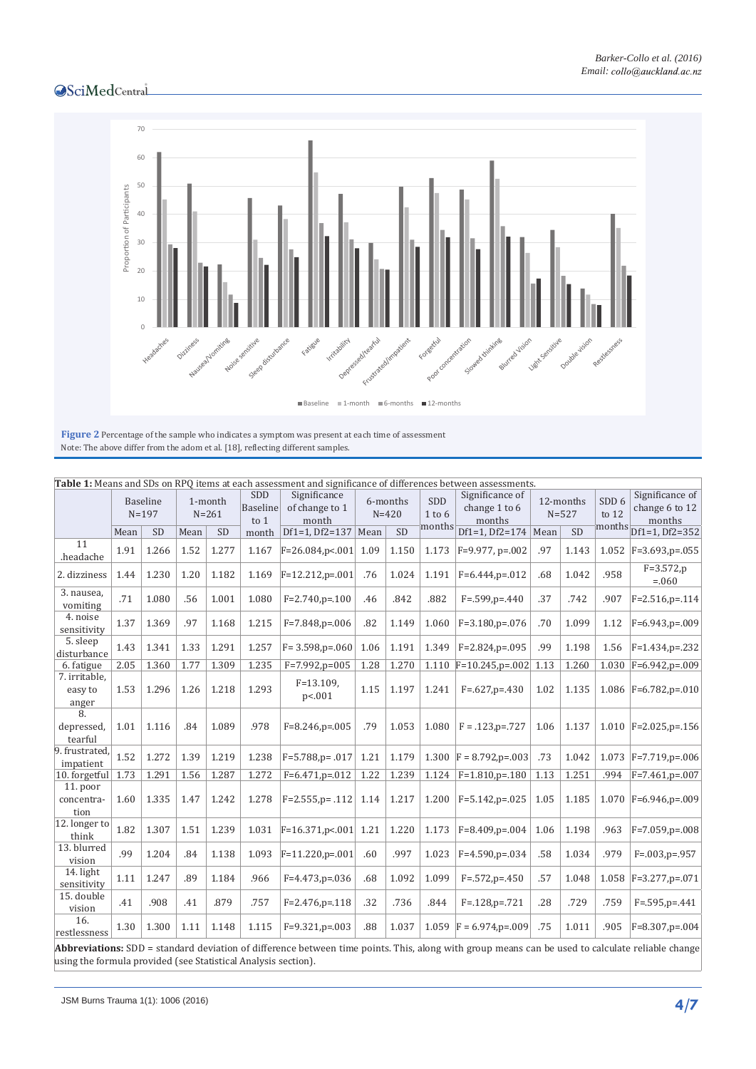**Figure 2** Percentage of the sample who indicates a symptom was present at each time of assessment
Note: The above differ from the adom et al. [18], reflecting different samples.

**Table 1:** Means and SDs on RPQ items at each assessment and significance of differences between assessments.

| | Baseline N=197 | | 1-month N=261 | | SDD Baseline to 1 month | Significance of change to 1 month | 6-months N=420 | | SDD 1 to 6 months | Significance of change 1 to 6 months | 12-months N=527 | | SDD 6 to 12 months | Significance of change 6 to 12 months |
|---|---|---|---|---|---|---|---|---|---|---|---|---|---|---|
| | Mean | SD | Mean | SD | | Df1=1, Df2=137 | Mean | SD | | Df1=1, Df2=174 | Mean | SD | | Df1=1, Df2=352 |
| 11 .headache | 1.91 | 1.266 | 1.52 | 1.277 | 1.167 | F=26.084,p<.001 | 1.09 | 1.150 | 1.173 | F=9.977, p=.002 | .97 | 1.143 | 1.052 | F=3.693,p=.055 |
| 2. dizziness | 1.44 | 1.230 | 1.20 | 1.182 | 1.169 | F=12.212,p=.001 | .76 | 1.024 | 1.191 | F=6.444,p=.012 | .68 | 1.042 | .958 | F=3.572,p =.060 |
| 3. nausea, vomiting | .71 | 1.080 | .56 | 1.001 | 1.080 | F=2.740,p=.100 | .46 | .842 | .882 | F=.599,p=.440 | .37 | .742 | .907 | F=2.516,p=.114 |
| 4. noise sensitivity | 1.37 | 1.369 | .97 | 1.168 | 1.215 | F=7.848,p=.006 | .82 | 1.149 | 1.060 | F=3.180,p=.076 | .70 | 1.099 | 1.12 | F=6.943,p=.009 |
| 5. sleep disturbance | 1.43 | 1.341 | 1.33 | 1.291 | 1.257 | F= 3.598,p=.060 | 1.06 | 1.191 | 1.349 | F=2.824,p=.095 | .99 | 1.198 | 1.56 | F=1.434,p=.232 |
| 6. fatigue | 2.05 | 1.360 | 1.77 | 1.309 | 1.235 | F=7.992,p=005 | 1.28 | 1.270 | 1.110 | F=10.245,p=.002 | 1.13 | 1.260 | 1.030 | F=6.942,p=.009 |
| 7. irritable, easy to anger | 1.53 | 1.296 | 1.26 | 1.218 | 1.293 | F=13.109, p<.001 | 1.15 | 1.197 | 1.241 | F=.627,p=.430 | 1.02 | 1.135 | 1.086 | F=6.782,p=.010 |
| 8. depressed, tearful | 1.01 | 1.116 | .84 | 1.089 | .978 | F=8.246,p=.005 | .79 | 1.053 | 1.080 | F = .123,p=.727 | 1.06 | 1.137 | 1.010 | F=2.025,p=.156 |
| 9. frustrated, impatient | 1.52 | 1.272 | 1.39 | 1.219 | 1.238 | F=5.788,p= .017 | 1.21 | 1.179 | 1.300 | F = 8.792,p=.003 | .73 | 1.042 | 1.073 | F=7.719,p=.006 |
| 10. forgetful | 1.73 | 1.291 | 1.56 | 1.287 | 1.272 | F=6.471,p=.012 | 1.22 | 1.239 | 1.124 | F=1.810,p=.180 | 1.13 | 1.251 | .994 | F=7.461,p=.007 |
| 11. poor concentration | 1.60 | 1.335 | 1.47 | 1.242 | 1.278 | F=2.555,p= .112 | 1.14 | 1.217 | 1.200 | F=5.142,p=.025 | 1.05 | 1.185 | 1.070 | F=6.946,p=.009 |
| 12. longer to think | 1.82 | 1.307 | 1.51 | 1.239 | 1.031 | F=16.371,p<.001 | 1.21 | 1.220 | 1.173 | F=8.409,p=.004 | 1.06 | 1.198 | .963 | F=7.059,p=.008 |
| 13. blurred vision | .99 | 1.204 | .84 | 1.138 | 1.093 | F=11.220,p=.001 | .60 | .997 | 1.023 | F=4.590,p=.034 | .58 | 1.034 | .979 | F=.003,p=.957 |
| 14. light sensitivity | 1.11 | 1.247 | .89 | 1.184 | .966 | F=4.473,p=.036 | .68 | 1.092 | 1.099 | F=.572,p=.450 | .57 | 1.048 | 1.058 | F=3.277,p=.071 |
| 15. double vision | .41 | .908 | .41 | .879 | .757 | F=2.476,p=.118 | .32 | .736 | .844 | F=.128,p=.721 | .28 | .729 | .759 | F=.595,p=.441 |
| 16. restlessness | 1.30 | 1.300 | 1.11 | 1.148 | 1.115 | F=9.321,p=.003 | .88 | 1.037 | 1.059 | F = 6.974,p=.009 | .75 | 1.011 | .905 | F=8.307,p=.004 |

**Abbreviations:** SDD = standard deviation of difference between time points. This, along with group means can be used to calculate reliable change using the formula provided (see Statistical Analysis section).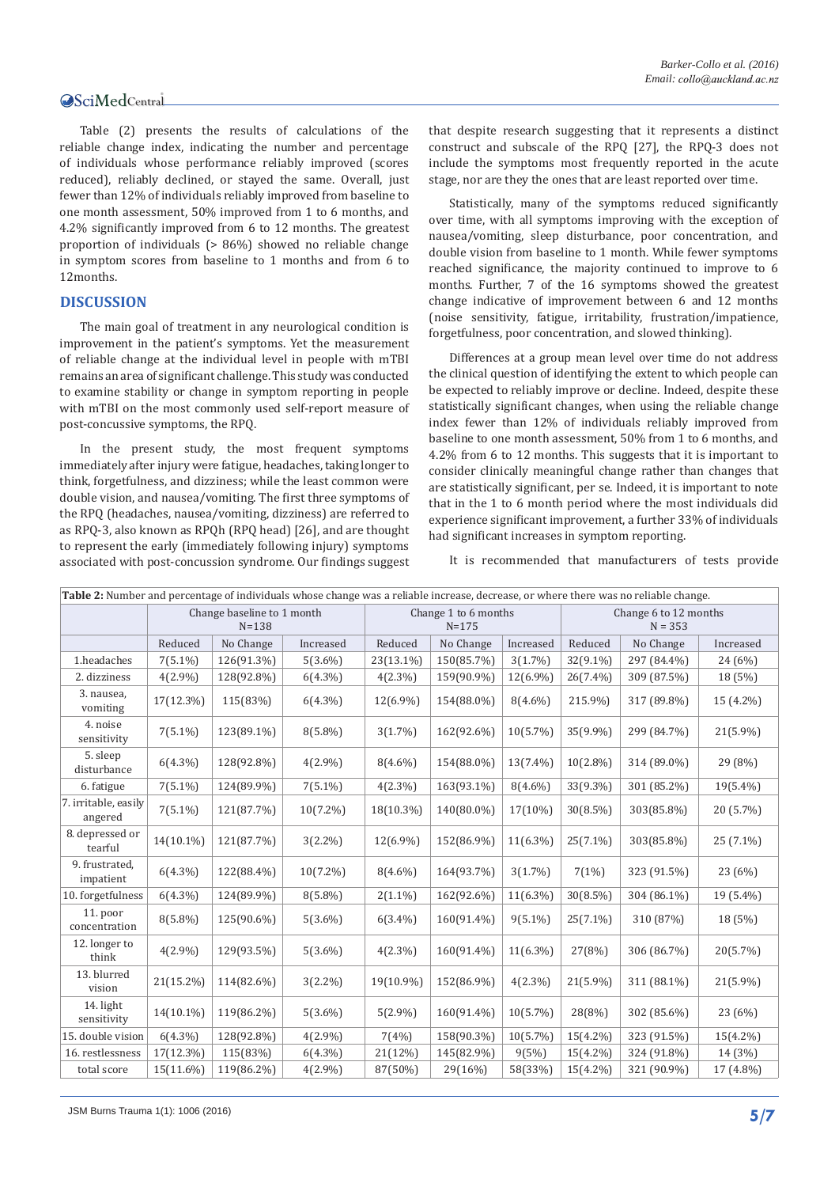Table (2) presents the results of calculations of the reliable change index, indicating the number and percentage of individuals whose performance reliably improved (scores reduced), reliably declined, or stayed the same. Overall, just fewer than 12% of individuals reliably improved from baseline to one month assessment, 50% improved from 1 to 6 months, and 4.2% significantly improved from 6 to 12 months. The greatest proportion of individuals (> 86%) showed no reliable change in symptom scores from baseline to 1 months and from 6 to 12months.

## DISCUSSION

The main goal of treatment in any neurological condition is improvement in the patient's symptoms. Yet the measurement of reliable change at the individual level in people with mTBI remains an area of significant challenge. This study was conducted to examine stability or change in symptom reporting in people with mTBI on the most commonly used self-report measure of post-concussive symptoms, the RPQ.

In the present study, the most frequent symptoms immediately after injury were fatigue, headaches, taking longer to think, forgetfulness, and dizziness; while the least common were double vision, and nausea/vomiting. The first three symptoms of the RPQ (headaches, nausea/vomiting, dizziness) are referred to as RPQ-3, also known as RPQh (RPQ head) [26], and are thought to represent the early (immediately following injury) symptoms associated with post-concussion syndrome. Our findings suggest that despite research suggesting that it represents a distinct construct and subscale of the RPQ [27], the RPQ-3 does not include the symptoms most frequently reported in the acute stage, nor are they the ones that are least reported over time.

Statistically, many of the symptoms reduced significantly over time, with all symptoms improving with the exception of nausea/vomiting, sleep disturbance, poor concentration, and double vision from baseline to 1 month. While fewer symptoms reached significance, the majority continued to improve to 6 months. Further, 7 of the 16 symptoms showed the greatest change indicative of improvement between 6 and 12 months (noise sensitivity, fatigue, irritability, frustration/impatience, forgetfulness, poor concentration, and slowed thinking).

Differences at a group mean level over time do not address the clinical question of identifying the extent to which people can be expected to reliably improve or decline. Indeed, despite these statistically significant changes, when using the reliable change index fewer than 12% of individuals reliably improved from baseline to one month assessment, 50% from 1 to 6 months, and 4.2% from 6 to 12 months. This suggests that it is important to consider clinically meaningful change rather than changes that are statistically significant, per se. Indeed, it is important to note that in the 1 to 6 month period where the most individuals did experience significant improvement, a further 33% of individuals had significant increases in symptom reporting.

It is recommended that manufacturers of tests provide

**Table 2:** Number and percentage of individuals whose change was a reliable increase, decrease, or where there was no reliable change.

| | Change baseline to 1 month N=138 | | | Change 1 to 6 months N=175 | | | Change 6 to 12 months N = 353 | | |
|---|---|---|---|---|---|---|---|---|---|
| | Reduced | No Change | Increased | Reduced | No Change | Increased | Reduced | No Change | Increased |
| 1.headaches | 7(5.1%) | 126(91.3%) | 5(3.6%) | 23(13.1%) | 150(85.7%) | 3(1.7%) | 32(9.1%) | 297 (84.4%) | 24 (6%) |
| 2. dizziness | 4(2.9%) | 128(92.8%) | 6(4.3%) | 4(2.3%) | 159(90.9%) | 12(6.9%) | 26(7.4%) | 309 (87.5%) | 18 (5%) |
| 3. nausea, vomiting | 17(12.3%) | 115(83%) | 6(4.3%) | 12(6.9%) | 154(88.0%) | 8(4.6%) | 215.9%) | 317 (89.8%) | 15 (4.2%) |
| 4. noise sensitivity | 7(5.1%) | 123(89.1%) | 8(5.8%) | 3(1.7%) | 162(92.6%) | 10(5.7%) | 35(9.9%) | 299 (84.7%) | 21(5.9%) |
| 5. sleep disturbance | 6(4.3%) | 128(92.8%) | 4(2.9%) | 8(4.6%) | 154(88.0%) | 13(7.4%) | 10(2.8%) | 314 (89.0%) | 29 (8%) |
| 6. fatigue | 7(5.1%) | 124(89.9%) | 7(5.1%) | 4(2.3%) | 163(93.1%) | 8(4.6%) | 33(9.3%) | 301 (85.2%) | 19(5.4%) |
| 7. irritable, easily angered | 7(5.1%) | 121(87.7%) | 10(7.2%) | 18(10.3%) | 140(80.0%) | 17(10%) | 30(8.5%) | 303(85.8%) | 20 (5.7%) |
| 8. depressed or tearful | 14(10.1%) | 121(87.7%) | 3(2.2%) | 12(6.9%) | 152(86.9%) | 11(6.3%) | 25(7.1%) | 303(85.8%) | 25 (7.1%) |
| 9. frustrated, impatient | 6(4.3%) | 122(88.4%) | 10(7.2%) | 8(4.6%) | 164(93.7%) | 3(1.7%) | 7(1%) | 323 (91.5%) | 23 (6%) |
| 10. forgetfulness | 6(4.3%) | 124(89.9%) | 8(5.8%) | 2(1.1%) | 162(92.6%) | 11(6.3%) | 30(8.5%) | 304 (86.1%) | 19 (5.4%) |
| 11. poor concentration | 8(5.8%) | 125(90.6%) | 5(3.6%) | 6(3.4%) | 160(91.4%) | 9(5.1%) | 25(7.1%) | 310 (87%) | 18 (5%) |
| 12. longer to think | 4(2.9%) | 129(93.5%) | 5(3.6%) | 4(2.3%) | 160(91.4%) | 11(6.3%) | 27(8%) | 306 (86.7%) | 20(5.7%) |
| 13. blurred vision | 21(15.2%) | 114(82.6%) | 3(2.2%) | 19(10.9%) | 152(86.9%) | 4(2.3%) | 21(5.9%) | 311 (88.1%) | 21(5.9%) |
| 14. light sensitivity | 14(10.1%) | 119(86.2%) | 5(3.6%) | 5(2.9%) | 160(91.4%) | 10(5.7%) | 28(8%) | 302 (85.6%) | 23 (6%) |
| 15. double vision | 6(4.3%) | 128(92.8%) | 4(2.9%) | 7(4%) | 158(90.3%) | 10(5.7%) | 15(4.2%) | 323 (91.5%) | 15(4.2%) |
| 16. restlessness | 17(12.3%) | 115(83%) | 6(4.3%) | 21(12%) | 145(82.9%) | 9(5%) | 15(4.2%) | 324 (91.8%) | 14 (3%) |
| total score | 15(11.6%) | 119(86.2%) | 4(2.9%) | 87(50%) | 29(16%) | 58(33%) | 15(4.2%) | 321 (90.9%) | 17 (4.8%) |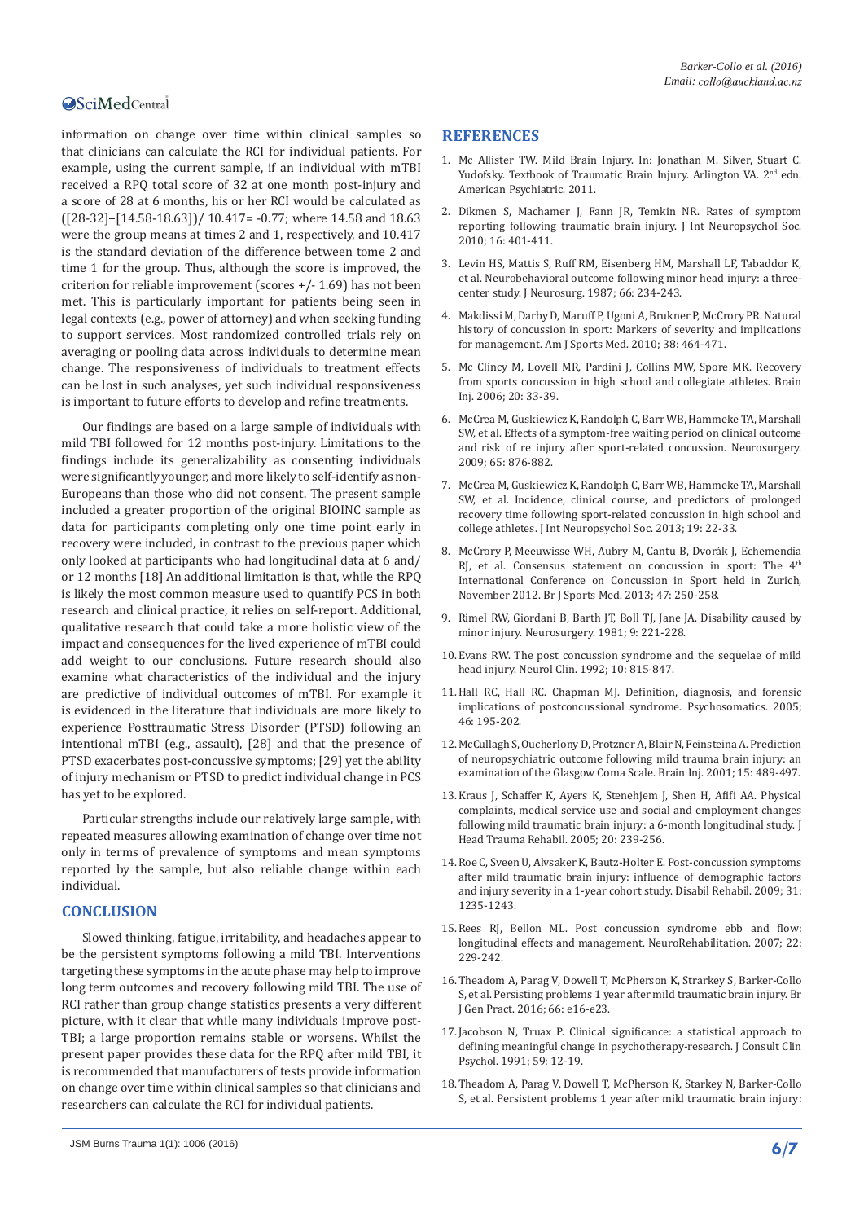information on change over time within clinical samples so that clinicians can calculate the RCI for individual patients. For example, using the current sample, if an individual with mTBI received a RPQ total score of 32 at one month post-injury and a score of 28 at 6 months, his or her RCI would be calculated as ([28-32]–[14.58-18.63])/ 10.417= -0.77; where 14.58 and 18.63 were the group means at times 2 and 1, respectively, and 10.417 is the standard deviation of the difference between tome 2 and time 1 for the group. Thus, although the score is improved, the criterion for reliable improvement (scores +/- 1.69) has not been met. This is particularly important for patients being seen in legal contexts (e.g., power of attorney) and when seeking funding to support services. Most randomized controlled trials rely on averaging or pooling data across individuals to determine mean change. The responsiveness of individuals to treatment effects can be lost in such analyses, yet such individual responsiveness is important to future efforts to develop and refine treatments.

Our findings are based on a large sample of individuals with mild TBI followed for 12 months post-injury. Limitations to the findings include its generalizability as consenting individuals were significantly younger, and more likely to self-identify as non-Europeans than those who did not consent. The present sample included a greater proportion of the original BIOINC sample as data for participants completing only one time point early in recovery were included, in contrast to the previous paper which only looked at participants who had longitudinal data at 6 and/or 12 months [18] An additional limitation is that, while the RPQ is likely the most common measure used to quantify PCS in both research and clinical practice, it relies on self-report. Additional, qualitative research that could take a more holistic view of the impact and consequences for the lived experience of mTBI could add weight to our conclusions. Future research should also examine what characteristics of the individual and the injury are predictive of individual outcomes of mTBI. For example it is evidenced in the literature that individuals are more likely to experience Posttraumatic Stress Disorder (PTSD) following an intentional mTBI (e.g., assault), [28] and that the presence of PTSD exacerbates post-concussive symptoms; [29] yet the ability of injury mechanism or PTSD to predict individual change in PCS has yet to be explored.

Particular strengths include our relatively large sample, with repeated measures allowing examination of change over time not only in terms of prevalence of symptoms and mean symptoms reported by the sample, but also reliable change within each individual.

## CONCLUSION

Slowed thinking, fatigue, irritability, and headaches appear to be the persistent symptoms following a mild TBI. Interventions targeting these symptoms in the acute phase may help to improve long term outcomes and recovery following mild TBI. The use of RCI rather than group change statistics presents a very different picture, with it clear that while many individuals improve post-TBI; a large proportion remains stable or worsens. Whilst the present paper provides these data for the RPQ after mild TBI, it is recommended that manufacturers of tests provide information on change over time within clinical samples so that clinicians and researchers can calculate the RCI for individual patients.

## REFERENCES

1. Mc Allister TW. Mild Brain Injury. In: Jonathan M. Silver, Stuart C. Yudofsky. Textbook of Traumatic Brain Injury. Arlington VA. 2nd edn. American Psychiatric. 2011.
2. Dikmen S, Machamer J, Fann JR, Temkin NR. Rates of symptom reporting following traumatic brain injury. J Int Neuropsychol Soc. 2010; 16: 401-411.
3. Levin HS, Mattis S, Ruff RM, Eisenberg HM, Marshall LF, Tabaddor K, et al. Neurobehavioral outcome following minor head injury: a three-center study. J Neurosurg. 1987; 66: 234-243.
4. Makdissi M, Darby D, Maruff P, Ugoni A, Brukner P, McCrory PR. Natural history of concussion in sport: Markers of severity and implications for management. Am J Sports Med. 2010; 38: 464-471.
5. Mc Clincy M, Lovell MR, Pardini J, Collins MW, Spore MK. Recovery from sports concussion in high school and collegiate athletes. Brain Inj. 2006; 20: 33-39.
6. McCrea M, Guskiewicz K, Randolph C, Barr WB, Hammeke TA, Marshall SW, et al. Effects of a symptom-free waiting period on clinical outcome and risk of re injury after sport-related concussion. Neurosurgery. 2009; 65: 876-882.
7. McCrea M, Guskiewicz K, Randolph C, Barr WB, Hammeke TA, Marshall SW, et al. Incidence, clinical course, and predictors of prolonged recovery time following sport-related concussion in high school and college athletes. J Int Neuropsychol Soc. 2013; 19: 22-33.
8. McCrory P, Meeuwisse WH, Aubry M, Cantu B, Dvorák J, Echemendia RJ, et al. Consensus statement on concussion in sport: The 4th International Conference on Concussion in Sport held in Zurich, November 2012. Br J Sports Med. 2013; 47: 250-258.
9. Rimel RW, Giordani B, Barth JT, Boll TJ, Jane JA. Disability caused by minor injury. Neurosurgery. 1981; 9: 221-228.
10. Evans RW. The post concussion syndrome and the sequelae of mild head injury. Neurol Clin. 1992; 10: 815-847.
11. Hall RC, Hall RC. Chapman MJ. Definition, diagnosis, and forensic implications of postconcussional syndrome. Psychosomatics. 2005; 46: 195-202.
12. McCullagh S, Oucherlony D, Protzner A, Blair N, Feinsteina A. Prediction of neuropsychiatric outcome following mild trauma brain injury: an examination of the Glasgow Coma Scale. Brain Inj. 2001; 15: 489-497.
13. Kraus J, Schaffer K, Ayers K, Stenehjem J, Shen H, Afifi AA. Physical complaints, medical service use and social and employment changes following mild traumatic brain injury: a 6-month longitudinal study. J Head Trauma Rehabil. 2005; 20: 239-256.
14. Roe C, Sveen U, Alvsaker K, Bautz-Holter E. Post-concussion symptoms after mild traumatic brain injury: influence of demographic factors and injury severity in a 1-year cohort study. Disabil Rehabil. 2009; 31: 1235-1243.
15. Rees RJ, Bellon ML. Post concussion syndrome ebb and flow: longitudinal effects and management. NeuroRehabilitation. 2007; 22: 229-242.
16. Theadom A, Parag V, Dowell T, McPherson K, Strarkey S, Barker-Collo S, et al. Persisting problems 1 year after mild traumatic brain injury. Br J Gen Pract. 2016; 66: e16-e23.
17. Jacobson N, Truax P. Clinical significance: a statistical approach to defining meaningful change in psychotherapy-research. J Consult Clin Psychol. 1991; 59: 12-19.
18. Theadom A, Parag V, Dowell T, McPherson K, Starkey N, Barker-Collo S, et al. Persistent problems 1 year after mild traumatic brain injury: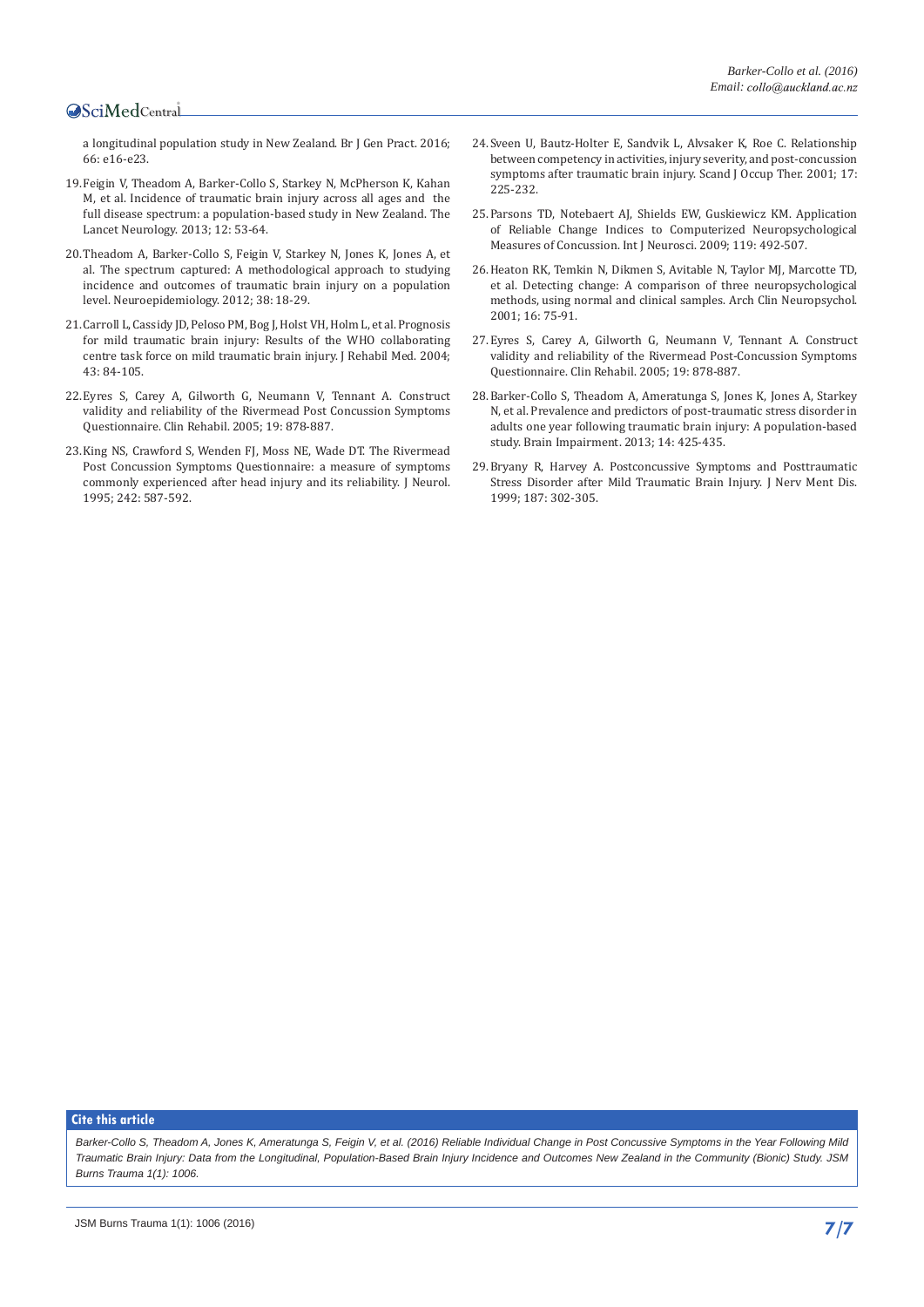a longitudinal population study in New Zealand. Br J Gen Pract. 2016; 66: e16-e23.

19. Feigin V, Theadom A, Barker-Collo S, Starkey N, McPherson K, Kahan M, et al. Incidence of traumatic brain injury across all ages and the full disease spectrum: a population-based study in New Zealand. The Lancet Neurology. 2013; 12: 53-64.

20. Theadom A, Barker-Collo S, Feigin V, Starkey N, Jones K, Jones A, et al. The spectrum captured: A methodological approach to studying incidence and outcomes of traumatic brain injury on a population level. Neuroepidemiology. 2012; 38: 18-29.

21. Carroll L, Cassidy JD, Peloso PM, Bog J, Holst VH, Holm L, et al. Prognosis for mild traumatic brain injury: Results of the WHO collaborating centre task force on mild traumatic brain injury. J Rehabil Med. 2004; 43: 84-105.

22. Eyres S, Carey A, Gilworth G, Neumann V, Tennant A. Construct validity and reliability of the Rivermead Post Concussion Symptoms Questionnaire. Clin Rehabil. 2005; 19: 878-887.

23. King NS, Crawford S, Wenden FJ, Moss NE, Wade DT. The Rivermead Post Concussion Symptoms Questionnaire: a measure of symptoms commonly experienced after head injury and its reliability. J Neurol. 1995; 242: 587-592.

24. Sveen U, Bautz-Holter E, Sandvik L, Alvsaker K, Roe C. Relationship between competency in activities, injury severity, and post-concussion symptoms after traumatic brain injury. Scand J Occup Ther. 2001; 17: 225-232.

25. Parsons TD, Notebaert AJ, Shields EW, Guskiewicz KM. Application of Reliable Change Indices to Computerized Neuropsychological Measures of Concussion. Int J Neurosci. 2009; 119: 492-507.

26. Heaton RK, Temkin N, Dikmen S, Avitable N, Taylor MJ, Marcotte TD, et al. Detecting change: A comparison of three neuropsychological methods, using normal and clinical samples. Arch Clin Neuropsychol. 2001; 16: 75-91.

27. Eyres S, Carey A, Gilworth G, Neumann V, Tennant A. Construct validity and reliability of the Rivermead Post-Concussion Symptoms Questionnaire. Clin Rehabil. 2005; 19: 878-887.

28. Barker-Collo S, Theadom A, Ameratunga S, Jones K, Jones A, Starkey N, et al. Prevalence and predictors of post-traumatic stress disorder in adults one year following traumatic brain injury: A population-based study. Brain Impairment. 2013; 14: 425-435.

29. Bryany R, Harvey A. Postconcussive Symptoms and Posttraumatic Stress Disorder after Mild Traumatic Brain Injury. J Nerv Ment Dis. 1999; 187: 302-305.

**Cite this article**

*Barker-Collo S, Theadom A, Jones K, Ameratunga S, Feigin V, et al. (2016) Reliable Individual Change in Post Concussive Symptoms in the Year Following Mild Traumatic Brain Injury: Data from the Longitudinal, Population-Based Brain Injury Incidence and Outcomes New Zealand in the Community (Bionic) Study. JSM Burns Trauma 1(1): 1006.*